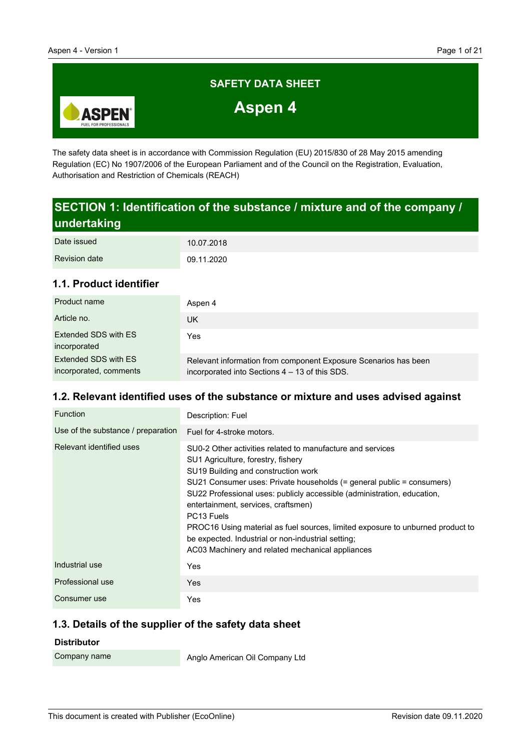# SAFETY DATA SHEET

# Aspen 4

The safety data sheet is in accordance with Commission Regulation (EU) 2015/830 of 28 May 2015 amending Regulation (EC) No 1907/2006 of the European Parliament and of the Council on the Registration, Evaluation, Authorisation and Restriction of Chemicals (REACH)

## SECTION 1: Identification of the substance / mixture and of the company / undertaking

| | |
|---|---|
| Date issued | 10.07.2018 |
| Revision date | 09.11.2020 |

### 1.1. Product identifier

| | |
|---|---|
| Product name | Aspen 4 |
| Article no. | UK |
| Extended SDS with ES incorporated | Yes |
| Extended SDS with ES incorporated, comments | Relevant information from component Exposure Scenarios has been incorporated into Sections 4 – 13 of this SDS. |

### 1.2. Relevant identified uses of the substance or mixture and uses advised against

| | |
|---|---|
| Function | Description: Fuel |
| Use of the substance / preparation | Fuel for 4-stroke motors. |
| Relevant identified uses | SU0-2 Other activities related to manufacture and services<br>SU1 Agriculture, forestry, fishery<br>SU19 Building and construction work<br>SU21 Consumer uses: Private households (= general public = consumers)<br>SU22 Professional uses: publicly accessible (administration, education, entertainment, services, craftsmen)<br>PC13 Fuels<br>PROC16 Using material as fuel sources, limited exposure to unburned product to be expected. Industrial or non-industrial setting;<br>AC03 Machinery and related mechanical appliances |
| Industrial use | Yes |
| Professional use | Yes |
| Consumer use | Yes |

### 1.3. Details of the supplier of the safety data sheet

**Distributor**

| | |
|---|---|
| Company name | Anglo American Oil Company Ltd |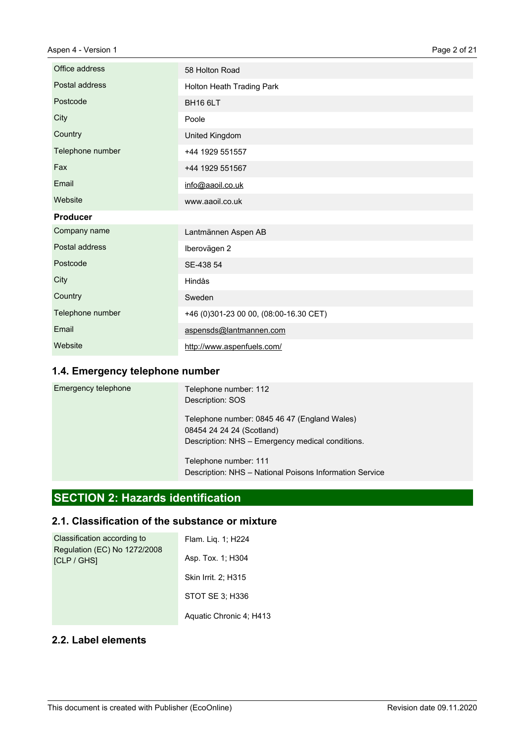| | |
|---|---|
| Office address | 58 Holton Road |
| Postal address | Holton Heath Trading Park |
| Postcode | BH16 6LT |
| City | Poole |
| Country | United Kingdom |
| Telephone number | +44 1929 551557 |
| Fax | +44 1929 551567 |
| Email | info@aaoil.co.uk |
| Website | www.aaoil.co.uk |

**Producer**

| | |
|---|---|
| Company name | Lantmännen Aspen AB |
| Postal address | Iberovägen 2 |
| Postcode | SE-438 54 |
| City | Hindås |
| Country | Sweden |
| Telephone number | +46 (0)301-23 00 00, (08:00-16.30 CET) |
| Email | aspensds@lantmannen.com |
| Website | http://www.aspenfuels.com/ |

### 1.4. Emergency telephone number

| | |
|---|---|
| Emergency telephone | Telephone number: 112<br>Description: SOS<br><br>Telephone number: 0845 46 47 (England Wales)<br>08454 24 24 24 (Scotland)<br>Description: NHS – Emergency medical conditions.<br><br>Telephone number: 111<br>Description: NHS – National Poisons Information Service |

## SECTION 2: Hazards identification

### 2.1. Classification of the substance or mixture

| | |
|---|---|
| Classification according to Regulation (EC) No 1272/2008 [CLP / GHS] | Flam. Liq. 1; H224<br><br>Asp. Tox. 1; H304<br><br>Skin Irrit. 2; H315<br><br>STOT SE 3; H336<br><br>Aquatic Chronic 4; H413 |

### 2.2. Label elements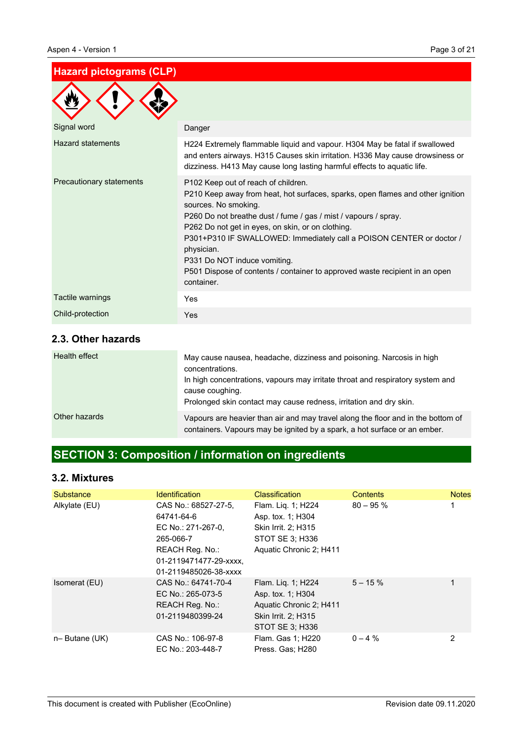## Hazard pictograms (CLP)

| | |
|---|---|
| Signal word | Danger |
| Hazard statements | H224 Extremely flammable liquid and vapour. H304 May be fatal if swallowed and enters airways. H315 Causes skin irritation. H336 May cause drowsiness or dizziness. H413 May cause long lasting harmful effects to aquatic life. |
| Precautionary statements | P102 Keep out of reach of children.<br>P210 Keep away from heat, hot surfaces, sparks, open flames and other ignition sources. No smoking.<br>P260 Do not breathe dust / fume / gas / mist / vapours / spray.<br>P262 Do not get in eyes, on skin, or on clothing.<br>P301+P310 IF SWALLOWED: Immediately call a POISON CENTER or doctor / physician.<br>P331 Do NOT induce vomiting.<br>P501 Dispose of contents / container to approved waste recipient in an open container. |
| Tactile warnings | Yes |
| Child-protection | Yes |

### 2.3. Other hazards

| | |
|---|---|
| Health effect | May cause nausea, headache, dizziness and poisoning. Narcosis in high concentrations.<br>In high concentrations, vapours may irritate throat and respiratory system and cause coughing.<br>Prolonged skin contact may cause redness, irritation and dry skin. |
| Other hazards | Vapours are heavier than air and may travel along the floor and in the bottom of containers. Vapours may be ignited by a spark, a hot surface or an ember. |

## SECTION 3: Composition / information on ingredients

### 3.2. Mixtures

| Substance | Identification | Classification | Contents | Notes |
|---|---|---|---|---|
| Alkylate (EU) | CAS No.: 68527-27-5, 64741-64-6<br>EC No.: 271-267-0, 265-066-7<br>REACH Reg. No.: 01-2119471477-29-xxxx, 01-2119485026-38-xxxx | Flam. Liq. 1; H224<br>Asp. tox. 1; H304<br>Skin Irrit. 2; H315<br>STOT SE 3; H336<br>Aquatic Chronic 2; H411 | 80 – 95 % | 1 |
| Isomerat (EU) | CAS No.: 64741-70-4<br>EC No.: 265-073-5<br>REACH Reg. No.: 01-2119480399-24 | Flam. Liq. 1; H224<br>Asp. tox. 1; H304<br>Aquatic Chronic 2; H411<br>Skin Irrit. 2; H315<br>STOT SE 3; H336 | 5 – 15 % | 1 |
| n– Butane (UK) | CAS No.: 106-97-8<br>EC No.: 203-448-7 | Flam. Gas 1; H220<br>Press. Gas; H280 | 0 – 4 % | 2 |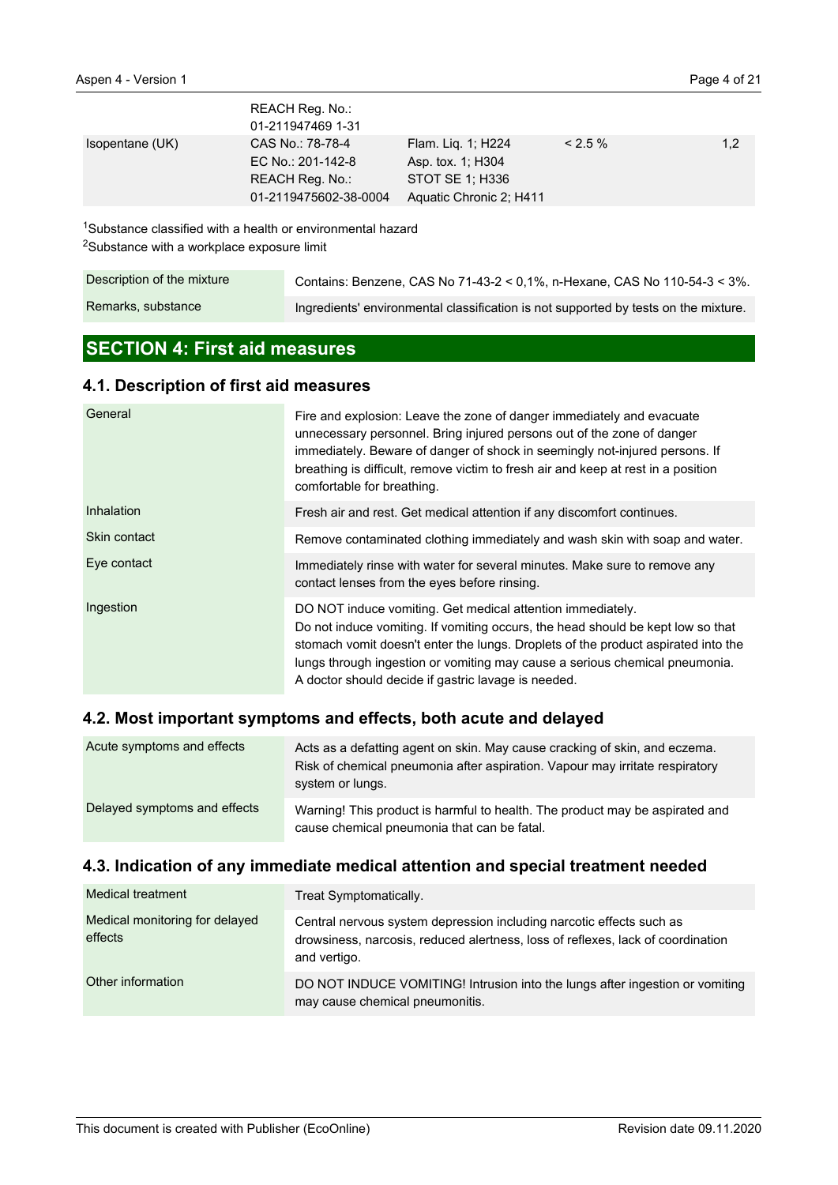| | | | | |
|---|---|---|---|---|
| | REACH Reg. No.: 01-211947469 1-31 | | | |
| Isopentane (UK) | CAS No.: 78-78-4<br>EC No.: 201-142-8<br>REACH Reg. No.: 01-2119475602-38-0004 | Flam. Liq. 1; H224<br>Asp. tox. 1; H304<br>STOT SE 1; H336<br>Aquatic Chronic 2; H411 | < 2.5 % | 1,2 |

[1]Substance classified with a health or environmental hazard

[2]Substance with a workplace exposure limit

| | |
|---|---|
| Description of the mixture | Contains: Benzene, CAS No 71-43-2 < 0,1%, n-Hexane, CAS No 110-54-3 < 3%. |
| Remarks, substance | Ingredients' environmental classification is not supported by tests on the mixture. |

## SECTION 4: First aid measures

### 4.1. Description of first aid measures

| | |
|---|---|
| General | Fire and explosion: Leave the zone of danger immediately and evacuate unnecessary personnel. Bring injured persons out of the zone of danger immediately. Beware of danger of shock in seemingly not-injured persons. If breathing is difficult, remove victim to fresh air and keep at rest in a position comfortable for breathing. |
| Inhalation | Fresh air and rest. Get medical attention if any discomfort continues. |
| Skin contact | Remove contaminated clothing immediately and wash skin with soap and water. |
| Eye contact | Immediately rinse with water for several minutes. Make sure to remove any contact lenses from the eyes before rinsing. |
| Ingestion | DO NOT induce vomiting. Get medical attention immediately.<br>Do not induce vomiting. If vomiting occurs, the head should be kept low so that stomach vomit doesn't enter the lungs. Droplets of the product aspirated into the lungs through ingestion or vomiting may cause a serious chemical pneumonia.<br>A doctor should decide if gastric lavage is needed. |

### 4.2. Most important symptoms and effects, both acute and delayed

| | |
|---|---|
| Acute symptoms and effects | Acts as a defatting agent on skin. May cause cracking of skin, and eczema. Risk of chemical pneumonia after aspiration. Vapour may irritate respiratory system or lungs. |
| Delayed symptoms and effects | Warning! This product is harmful to health. The product may be aspirated and cause chemical pneumonia that can be fatal. |

### 4.3. Indication of any immediate medical attention and special treatment needed

| | |
|---|---|
| Medical treatment | Treat Symptomatically. |
| Medical monitoring for delayed effects | Central nervous system depression including narcotic effects such as drowsiness, narcosis, reduced alertness, loss of reflexes, lack of coordination and vertigo. |
| Other information | DO NOT INDUCE VOMITING! Intrusion into the lungs after ingestion or vomiting may cause chemical pneumonitis. |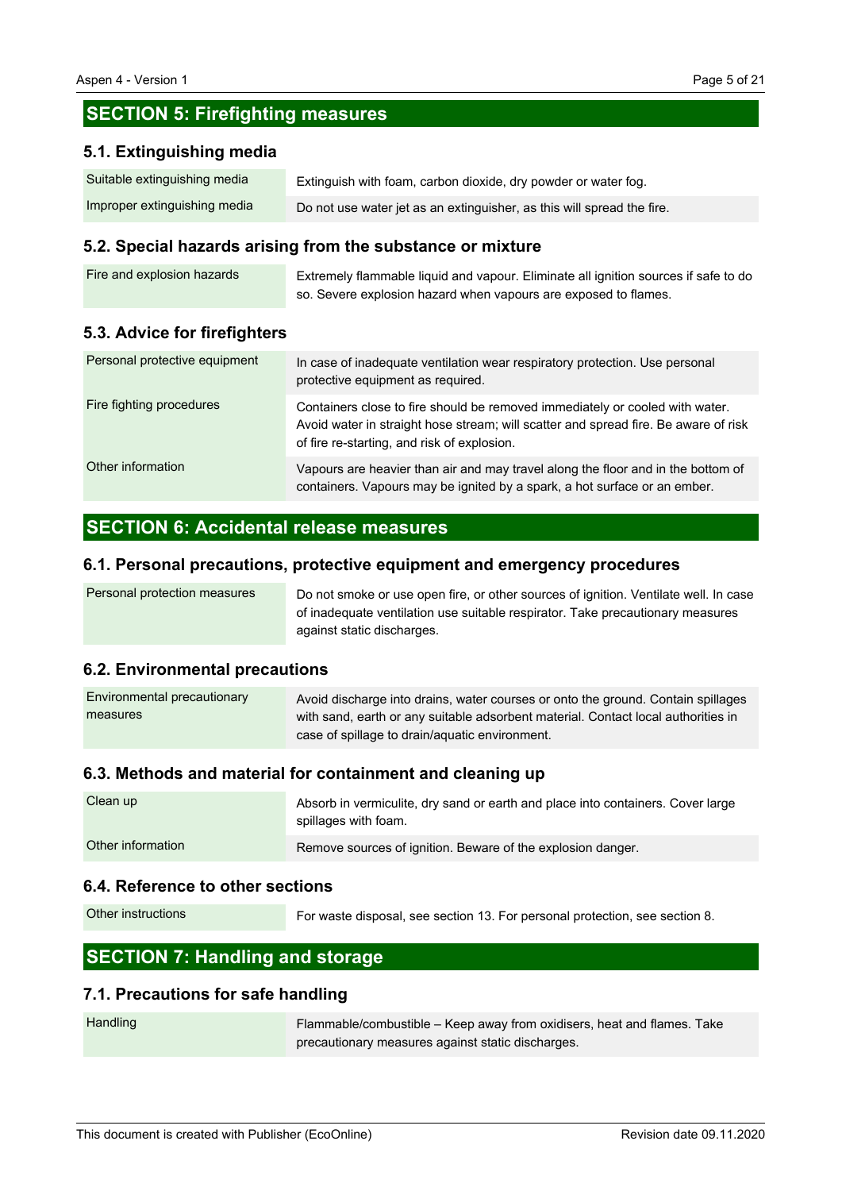## SECTION 5: Firefighting measures

### 5.1. Extinguishing media

| | |
|---|---|
| Suitable extinguishing media | Extinguish with foam, carbon dioxide, dry powder or water fog. |
| Improper extinguishing media | Do not use water jet as an extinguisher, as this will spread the fire. |

### 5.2. Special hazards arising from the substance or mixture

| | |
|---|---|
| Fire and explosion hazards | Extremely flammable liquid and vapour. Eliminate all ignition sources if safe to do so. Severe explosion hazard when vapours are exposed to flames. |

### 5.3. Advice for firefighters

| | |
|---|---|
| Personal protective equipment | In case of inadequate ventilation wear respiratory protection. Use personal protective equipment as required. |
| Fire fighting procedures | Containers close to fire should be removed immediately or cooled with water. Avoid water in straight hose stream; will scatter and spread fire. Be aware of risk of fire re-starting, and risk of explosion. |
| Other information | Vapours are heavier than air and may travel along the floor and in the bottom of containers. Vapours may be ignited by a spark, a hot surface or an ember. |

## SECTION 6: Accidental release measures

### 6.1. Personal precautions, protective equipment and emergency procedures

| | |
|---|---|
| Personal protection measures | Do not smoke or use open fire, or other sources of ignition. Ventilate well. In case of inadequate ventilation use suitable respirator. Take precautionary measures against static discharges. |

### 6.2. Environmental precautions

| | |
|---|---|
| Environmental precautionary measures | Avoid discharge into drains, water courses or onto the ground. Contain spillages with sand, earth or any suitable adsorbent material. Contact local authorities in case of spillage to drain/aquatic environment. |

### 6.3. Methods and material for containment and cleaning up

| | |
|---|---|
| Clean up | Absorb in vermiculite, dry sand or earth and place into containers. Cover large spillages with foam. |
| Other information | Remove sources of ignition. Beware of the explosion danger. |

### 6.4. Reference to other sections

| | |
|---|---|
| Other instructions | For waste disposal, see section 13. For personal protection, see section 8. |

## SECTION 7: Handling and storage

### 7.1. Precautions for safe handling

| | |
|---|---|
| Handling | Flammable/combustible – Keep away from oxidisers, heat and flames. Take precautionary measures against static discharges. |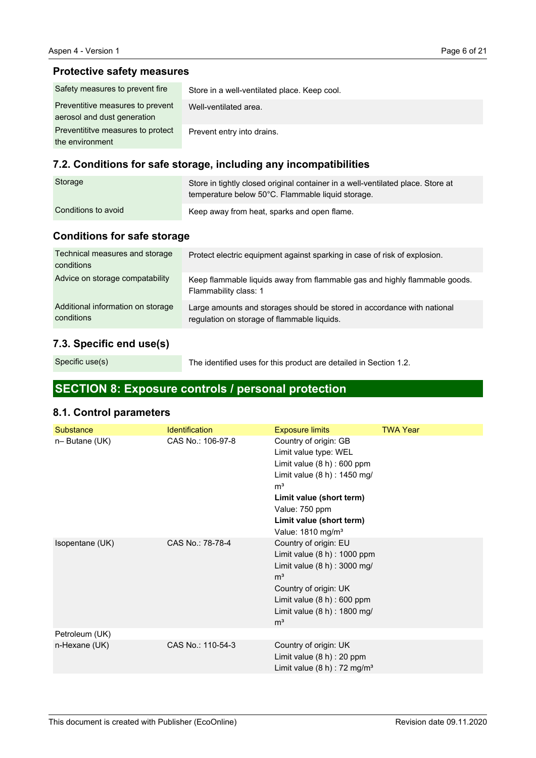### Protective safety measures

| | |
|---|---|
| Safety measures to prevent fire | Store in a well-ventilated place. Keep cool. |
| Preventitive measures to prevent aerosol and dust generation | Well-ventilated area. |
| Preventititve measures to protect the environment | Prevent entry into drains. |

### 7.2. Conditions for safe storage, including any incompatibilities

| | |
|---|---|
| Storage | Store in tightly closed original container in a well-ventilated place. Store at temperature below 50°C. Flammable liquid storage. |
| Conditions to avoid | Keep away from heat, sparks and open flame. |

### Conditions for safe storage

| | |
|---|---|
| Technical measures and storage conditions | Protect electric equipment against sparking in case of risk of explosion. |
| Advice on storage compatability | Keep flammable liquids away from flammable gas and highly flammable goods. Flammability class: 1 |
| Additional information on storage conditions | Large amounts and storages should be stored in accordance with national regulation on storage of flammable liquids. |

### 7.3. Specific end use(s)

| | |
|---|---|
| Specific use(s) | The identified uses for this product are detailed in Section 1.2. |

## SECTION 8: Exposure controls / personal protection

### 8.1. Control parameters

| Substance | Identification | Exposure limits | TWA Year |
|---|---|---|---|
| n– Butane (UK) | CAS No.: 106-97-8 | Country of origin: GB<br>Limit value type: WEL<br>Limit value (8 h) : 600 ppm<br>Limit value (8 h) : 1450 mg/m³<br>**Limit value (short term)**<br>Value: 750 ppm<br>**Limit value (short term)**<br>Value: 1810 mg/m³ | |
| Isopentane (UK) | CAS No.: 78-78-4 | Country of origin: EU<br>Limit value (8 h) : 1000 ppm<br>Limit value (8 h) : 3000 mg/m³<br>Country of origin: UK<br>Limit value (8 h) : 600 ppm<br>Limit value (8 h) : 1800 mg/m³ | |
| Petroleum (UK) | | | |
| n-Hexane (UK) | CAS No.: 110-54-3 | Country of origin: UK<br>Limit value (8 h) : 20 ppm<br>Limit value (8 h) : 72 mg/m³ | |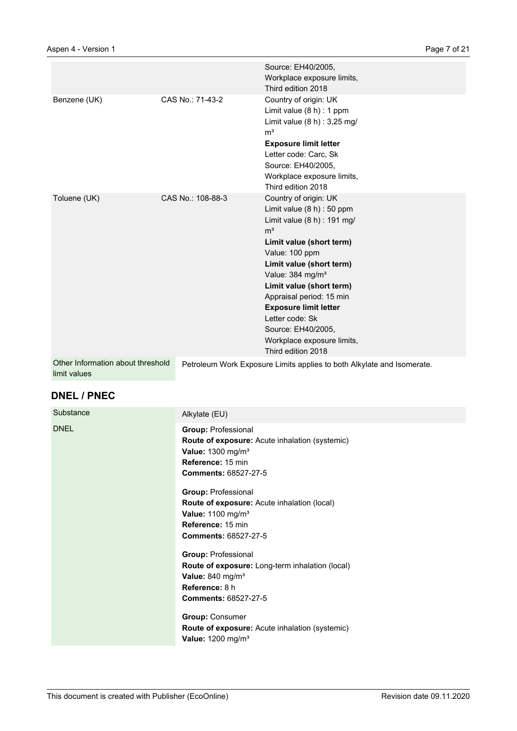| | | |
|---|---|---|
| | | Source: EH40/2005, Workplace exposure limits, Third edition 2018 |
| Benzene (UK) | CAS No.: 71-43-2 | Country of origin: UK<br>Limit value (8 h) : 1 ppm<br>Limit value (8 h) : 3,25 mg/m³<br>**Exposure limit letter**<br>Letter code: Carc, Sk<br>Source: EH40/2005, Workplace exposure limits, Third edition 2018 |
| Toluene (UK) | CAS No.: 108-88-3 | Country of origin: UK<br>Limit value (8 h) : 50 ppm<br>Limit value (8 h) : 191 mg/m³<br>**Limit value (short term)**<br>Value: 100 ppm<br>**Limit value (short term)**<br>Value: 384 mg/m³<br>**Limit value (short term)**<br>Appraisal period: 15 min<br>**Exposure limit letter**<br>Letter code: Sk<br>Source: EH40/2005, Workplace exposure limits, Third edition 2018 |

| | |
|---|---|
| Other Information about threshold limit values | Petroleum Work Exposure Limits applies to both Alkylate and Isomerate. |

## DNEL / PNEC

| | |
|---|---|
| Substance | Alkylate (EU) |
| DNEL | **Group:** Professional<br>**Route of exposure:** Acute inhalation (systemic)<br>**Value:** 1300 mg/m³<br>**Reference:** 15 min<br>**Comments:** 68527-27-5<br><br>**Group:** Professional<br>**Route of exposure:** Acute inhalation (local)<br>**Value:** 1100 mg/m³<br>**Reference:** 15 min<br>**Comments:** 68527-27-5<br><br>**Group:** Professional<br>**Route of exposure:** Long-term inhalation (local)<br>**Value:** 840 mg/m³<br>**Reference:** 8 h<br>**Comments:** 68527-27-5<br><br>**Group:** Consumer<br>**Route of exposure:** Acute inhalation (systemic)<br>**Value:** 1200 mg/m³ |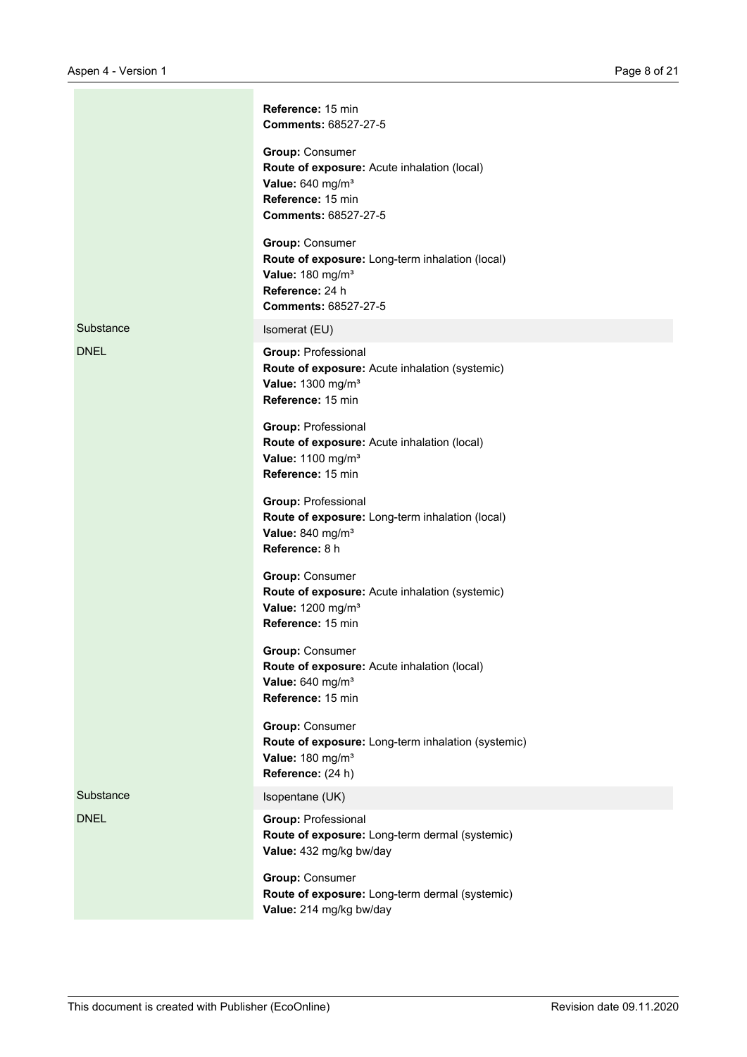|  |  |
|---|---|
|  | **Reference:** 15 min<br>**Comments:** 68527-27-5<br><br>**Group:** Consumer<br>**Route of exposure:** Acute inhalation (local)<br>**Value:** 640 mg/m³<br>**Reference:** 15 min<br>**Comments:** 68527-27-5<br><br>**Group:** Consumer<br>**Route of exposure:** Long-term inhalation (local)<br>**Value:** 180 mg/m³<br>**Reference:** 24 h<br>**Comments:** 68527-27-5 |
| Substance | Isomerat (EU) |
| DNEL | **Group:** Professional<br>**Route of exposure:** Acute inhalation (systemic)<br>**Value:** 1300 mg/m³<br>**Reference:** 15 min<br><br>**Group:** Professional<br>**Route of exposure:** Acute inhalation (local)<br>**Value:** 1100 mg/m³<br>**Reference:** 15 min<br><br>**Group:** Professional<br>**Route of exposure:** Long-term inhalation (local)<br>**Value:** 840 mg/m³<br>**Reference:** 8 h<br><br>**Group:** Consumer<br>**Route of exposure:** Acute inhalation (systemic)<br>**Value:** 1200 mg/m³<br>**Reference:** 15 min<br><br>**Group:** Consumer<br>**Route of exposure:** Acute inhalation (local)<br>**Value:** 640 mg/m³<br>**Reference:** 15 min<br><br>**Group:** Consumer<br>**Route of exposure:** Long-term inhalation (systemic)<br>**Value:** 180 mg/m³<br>**Reference:** (24 h) |
| Substance | Isopentane (UK) |
| DNEL | **Group:** Professional<br>**Route of exposure:** Long-term dermal (systemic)<br>**Value:** 432 mg/kg bw/day<br><br>**Group:** Consumer<br>**Route of exposure:** Long-term dermal (systemic)<br>**Value:** 214 mg/kg bw/day |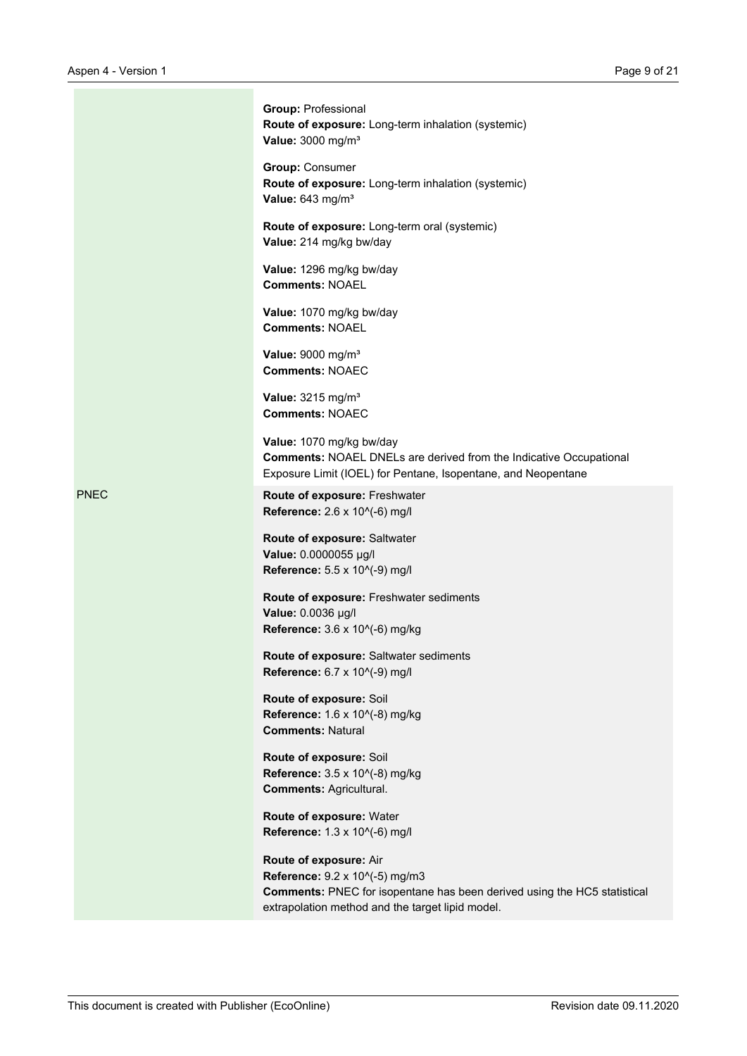| | |
|---|---|
| | **Group:** Professional<br>**Route of exposure:** Long-term inhalation (systemic)<br>**Value:** 3000 mg/m³<br><br>**Group:** Consumer<br>**Route of exposure:** Long-term inhalation (systemic)<br>**Value:** 643 mg/m³<br><br>**Route of exposure:** Long-term oral (systemic)<br>**Value:** 214 mg/kg bw/day<br><br>**Value:** 1296 mg/kg bw/day<br>**Comments:** NOAEL<br><br>**Value:** 1070 mg/kg bw/day<br>**Comments:** NOAEL<br><br>**Value:** 9000 mg/m³<br>**Comments:** NOAEC<br><br>**Value:** 3215 mg/m³<br>**Comments:** NOAEC<br><br>**Value:** 1070 mg/kg bw/day<br>**Comments:** NOAEL DNELs are derived from the Indicative Occupational Exposure Limit (IOEL) for Pentane, Isopentane, and Neopentane |
| PNEC | **Route of exposure:** Freshwater<br>**Reference:** 2.6 x 10^(-6) mg/l<br><br>**Route of exposure:** Saltwater<br>**Value:** 0.0000055 µg/l<br>**Reference:** 5.5 x 10^(-9) mg/l<br><br>**Route of exposure:** Freshwater sediments<br>**Value:** 0.0036 µg/l<br>**Reference:** 3.6 x 10^(-6) mg/kg<br><br>**Route of exposure:** Saltwater sediments<br>**Reference:** 6.7 x 10^(-9) mg/l<br><br>**Route of exposure:** Soil<br>**Reference:** 1.6 x 10^(-8) mg/kg<br>**Comments:** Natural<br><br>**Route of exposure:** Soil<br>**Reference:** 3.5 x 10^(-8) mg/kg<br>**Comments:** Agricultural.<br><br>**Route of exposure:** Water<br>**Reference:** 1.3 x 10^(-6) mg/l<br><br>**Route of exposure:** Air<br>**Reference:** 9.2 x 10^(-5) mg/m3<br>**Comments:** PNEC for isopentane has been derived using the HC5 statistical extrapolation method and the target lipid model. |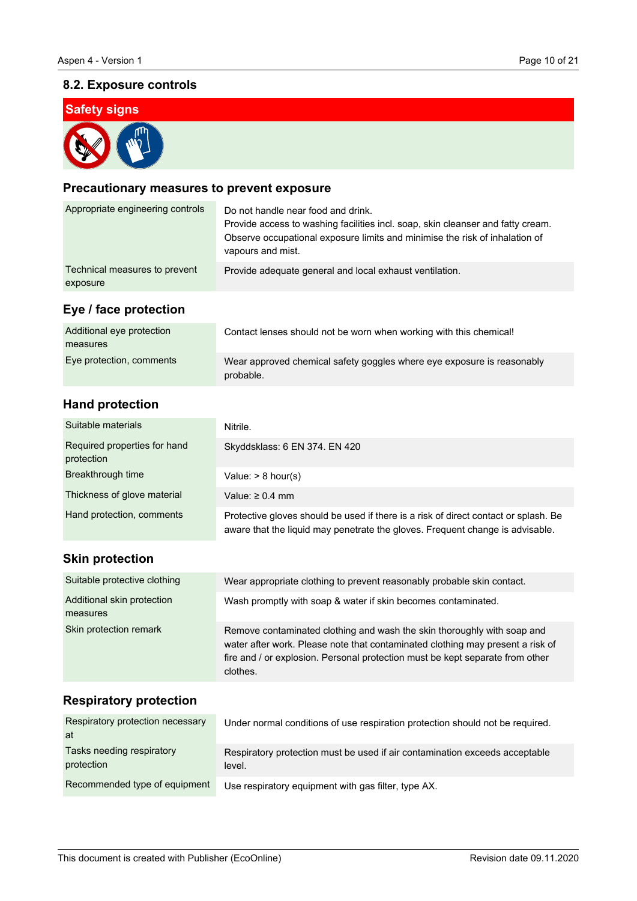## 8.2. Exposure controls

**Safety signs**

### Precautionary measures to prevent exposure

| | |
|---|---|
| Appropriate engineering controls | Do not handle near food and drink.<br>Provide access to washing facilities incl. soap, skin cleanser and fatty cream.<br>Observe occupational exposure limits and minimise the risk of inhalation of vapours and mist. |
| Technical measures to prevent exposure | Provide adequate general and local exhaust ventilation. |

### Eye / face protection

| | |
|---|---|
| Additional eye protection measures | Contact lenses should not be worn when working with this chemical! |
| Eye protection, comments | Wear approved chemical safety goggles where eye exposure is reasonably probable. |

### Hand protection

| | |
|---|---|
| Suitable materials | Nitrile. |
| Required properties for hand protection | Skyddsklass: 6 EN 374. EN 420 |
| Breakthrough time | Value: > 8 hour(s) |
| Thickness of glove material | Value: ≥ 0.4 mm |
| Hand protection, comments | Protective gloves should be used if there is a risk of direct contact or splash. Be aware that the liquid may penetrate the gloves. Frequent change is advisable. |

### Skin protection

| | |
|---|---|
| Suitable protective clothing | Wear appropriate clothing to prevent reasonably probable skin contact. |
| Additional skin protection measures | Wash promptly with soap & water if skin becomes contaminated. |
| Skin protection remark | Remove contaminated clothing and wash the skin thoroughly with soap and water after work. Please note that contaminated clothing may present a risk of fire and / or explosion. Personal protection must be kept separate from other clothes. |

### Respiratory protection

| | |
|---|---|
| Respiratory protection necessary at | Under normal conditions of use respiration protection should not be required. |
| Tasks needing respiratory protection | Respiratory protection must be used if air contamination exceeds acceptable level. |
| Recommended type of equipment | Use respiratory equipment with gas filter, type AX. |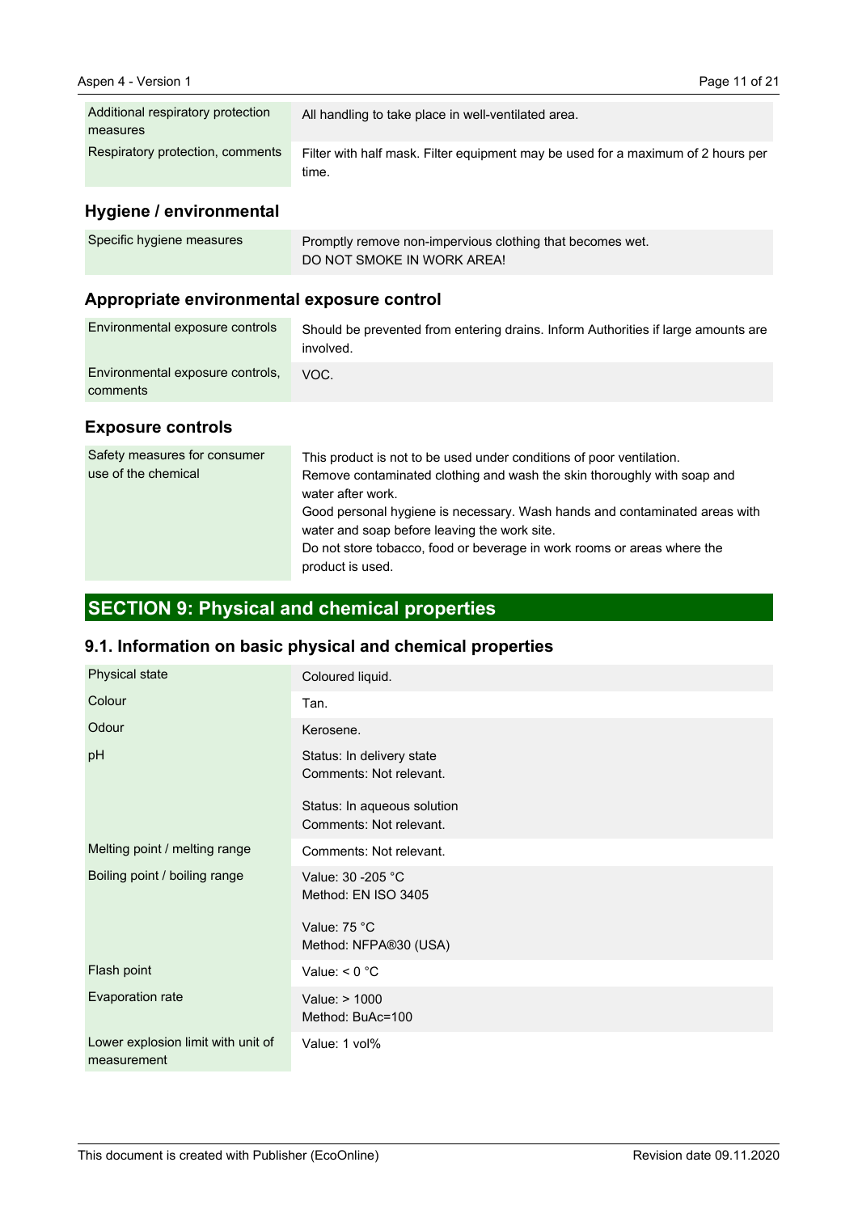| | |
|---|---|
| Additional respiratory protection measures | All handling to take place in well-ventilated area. |
| Respiratory protection, comments | Filter with half mask. Filter equipment may be used for a maximum of 2 hours per time. |

### Hygiene / environmental

| | |
|---|---|
| Specific hygiene measures | Promptly remove non-impervious clothing that becomes wet.<br>DO NOT SMOKE IN WORK AREA! |

### Appropriate environmental exposure control

| | |
|---|---|
| Environmental exposure controls | Should be prevented from entering drains. Inform Authorities if large amounts are involved. |
| Environmental exposure controls, comments | VOC. |

### Exposure controls

| | |
|---|---|
| Safety measures for consumer use of the chemical | This product is not to be used under conditions of poor ventilation.<br>Remove contaminated clothing and wash the skin thoroughly with soap and water after work.<br>Good personal hygiene is necessary. Wash hands and contaminated areas with water and soap before leaving the work site.<br>Do not store tobacco, food or beverage in work rooms or areas where the product is used. |

## SECTION 9: Physical and chemical properties

### 9.1. Information on basic physical and chemical properties

| | |
|---|---|
| Physical state | Coloured liquid. |
| Colour | Tan. |
| Odour | Kerosene. |
| pH | Status: In delivery state<br>Comments: Not relevant.<br><br>Status: In aqueous solution<br>Comments: Not relevant. |
| Melting point / melting range | Comments: Not relevant. |
| Boiling point / boiling range | Value: 30 -205 °C<br>Method: EN ISO 3405<br><br>Value: 75 °C<br>Method: NFPA®30 (USA) |
| Flash point | Value: < 0 °C |
| Evaporation rate | Value: > 1000<br>Method: BuAc=100 |
| Lower explosion limit with unit of measurement | Value: 1 vol% |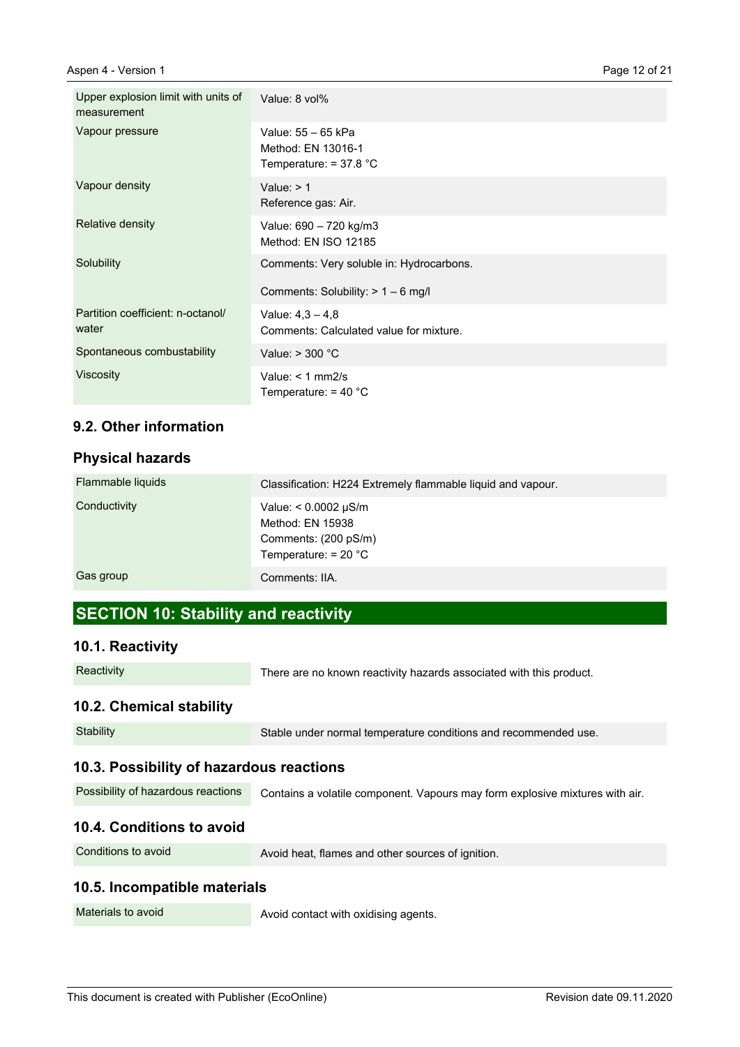| | |
|---|---|
| Upper explosion limit with units of measurement | Value: 8 vol% |
| Vapour pressure | Value: 55 – 65 kPa<br>Method: EN 13016-1<br>Temperature: = 37.8 °C |
| Vapour density | Value: > 1<br>Reference gas: Air. |
| Relative density | Value: 690 – 720 kg/m3<br>Method: EN ISO 12185 |
| Solubility | Comments: Very soluble in: Hydrocarbons.<br><br>Comments: Solubility: > 1 – 6 mg/l |
| Partition coefficient: n-octanol/ water | Value: 4,3 – 4,8<br>Comments: Calculated value for mixture. |
| Spontaneous combustability | Value: > 300 °C |
| Viscosity | Value: < 1 mm2/s<br>Temperature: = 40 °C |

## 9.2. Other information

### Physical hazards

| | |
|---|---|
| Flammable liquids | Classification: H224 Extremely flammable liquid and vapour. |
| Conductivity | Value: < 0.0002 µS/m<br>Method: EN 15938<br>Comments: (200 pS/m)<br>Temperature: = 20 °C |
| Gas group | Comments: IIA. |

# SECTION 10: Stability and reactivity

## 10.1. Reactivity

| | |
|---|---|
| Reactivity | There are no known reactivity hazards associated with this product. |

## 10.2. Chemical stability

| | |
|---|---|
| Stability | Stable under normal temperature conditions and recommended use. |

## 10.3. Possibility of hazardous reactions

| | |
|---|---|
| Possibility of hazardous reactions | Contains a volatile component. Vapours may form explosive mixtures with air. |

## 10.4. Conditions to avoid

| | |
|---|---|
| Conditions to avoid | Avoid heat, flames and other sources of ignition. |

## 10.5. Incompatible materials

| | |
|---|---|
| Materials to avoid | Avoid contact with oxidising agents. |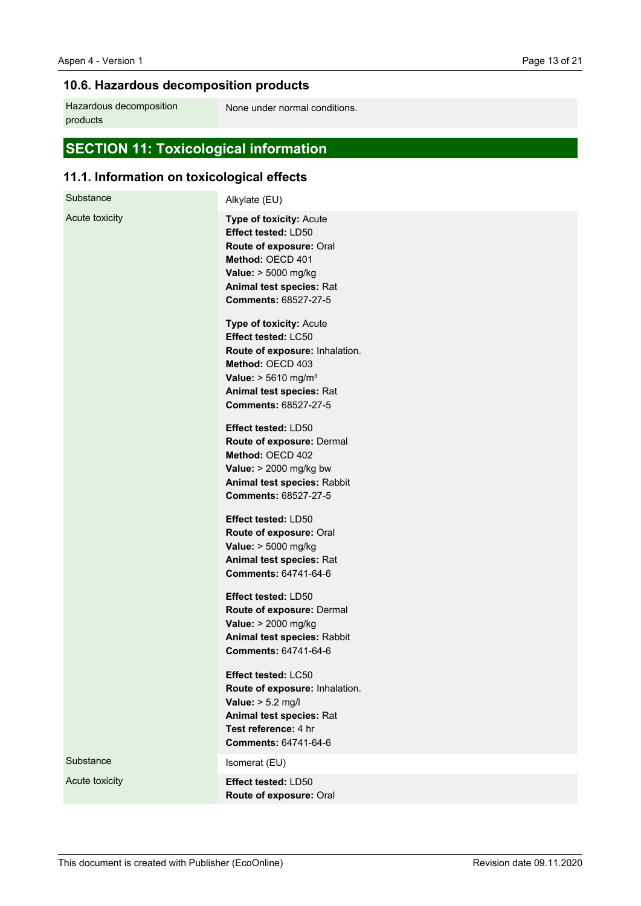### 10.6. Hazardous decomposition products

| Hazardous decomposition products | None under normal conditions. |
| --- | --- |

## SECTION 11: Toxicological information

### 11.1. Information on toxicological effects

| Substance | Alkylate (EU) |
| --- | --- |
| Acute toxicity | **Type of toxicity:** Acute<br>**Effect tested:** LD50<br>**Route of exposure:** Oral<br>**Method:** OECD 401<br>**Value:** > 5000 mg/kg<br>**Animal test species:** Rat<br>**Comments:** 68527-27-5<br><br>**Type of toxicity:** Acute<br>**Effect tested:** LC50<br>**Route of exposure:** Inhalation.<br>**Method:** OECD 403<br>**Value:** > 5610 mg/m³<br>**Animal test species:** Rat<br>**Comments:** 68527-27-5<br><br>**Effect tested:** LD50<br>**Route of exposure:** Dermal<br>**Method:** OECD 402<br>**Value:** > 2000 mg/kg bw<br>**Animal test species:** Rabbit<br>**Comments:** 68527-27-5<br><br>**Effect tested:** LD50<br>**Route of exposure:** Oral<br>**Value:** > 5000 mg/kg<br>**Animal test species:** Rat<br>**Comments:** 64741-64-6<br><br>**Effect tested:** LD50<br>**Route of exposure:** Dermal<br>**Value:** > 2000 mg/kg<br>**Animal test species:** Rabbit<br>**Comments:** 64741-64-6<br><br>**Effect tested:** LC50<br>**Route of exposure:** Inhalation.<br>**Value:** > 5.2 mg/l<br>**Animal test species:** Rat<br>**Test reference:** 4 hr<br>**Comments:** 64741-64-6 |
| Substance | Isomerat (EU) |
| Acute toxicity | **Effect tested:** LD50<br>**Route of exposure:** Oral |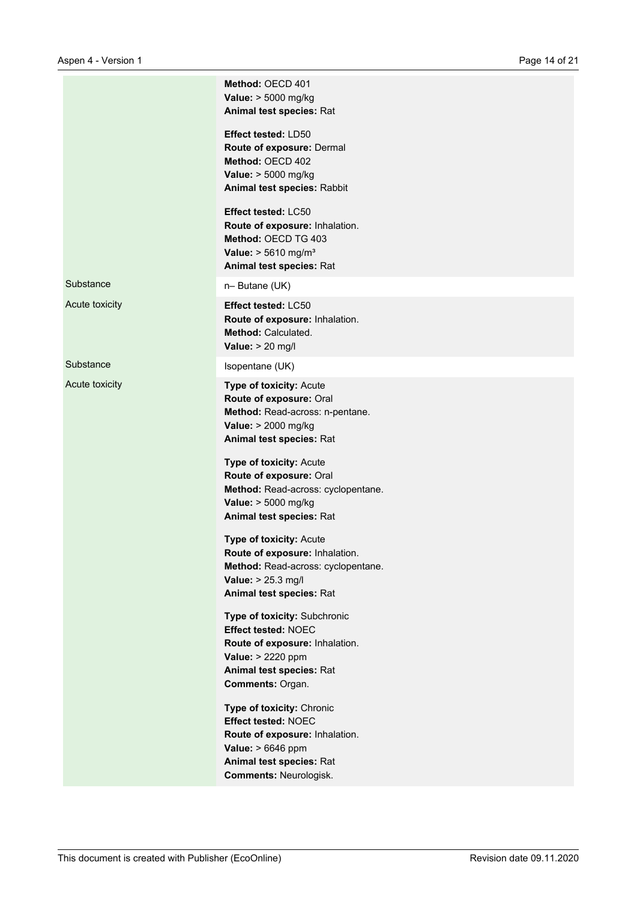| | |
|---|---|
| | **Method:** OECD 401<br>**Value:** > 5000 mg/kg<br>**Animal test species:** Rat<br><br>**Effect tested:** LD50<br>**Route of exposure:** Dermal<br>**Method:** OECD 402<br>**Value:** > 5000 mg/kg<br>**Animal test species:** Rabbit<br><br>**Effect tested:** LC50<br>**Route of exposure:** Inhalation.<br>**Method:** OECD TG 403<br>**Value:** > 5610 mg/m³<br>**Animal test species:** Rat |
| Substance | n– Butane (UK) |
| Acute toxicity | **Effect tested:** LC50<br>**Route of exposure:** Inhalation.<br>**Method:** Calculated.<br>**Value:** > 20 mg/l |
| Substance | Isopentane (UK) |
| Acute toxicity | **Type of toxicity:** Acute<br>**Route of exposure:** Oral<br>**Method:** Read-across: n-pentane.<br>**Value:** > 2000 mg/kg<br>**Animal test species:** Rat<br><br>**Type of toxicity:** Acute<br>**Route of exposure:** Oral<br>**Method:** Read-across: cyclopentane.<br>**Value:** > 5000 mg/kg<br>**Animal test species:** Rat<br><br>**Type of toxicity:** Acute<br>**Route of exposure:** Inhalation.<br>**Method:** Read-across: cyclopentane.<br>**Value:** > 25.3 mg/l<br>**Animal test species:** Rat<br><br>**Type of toxicity:** Subchronic<br>**Effect tested:** NOEC<br>**Route of exposure:** Inhalation.<br>**Value:** > 2220 ppm<br>**Animal test species:** Rat<br>**Comments:** Organ.<br><br>**Type of toxicity:** Chronic<br>**Effect tested:** NOEC<br>**Route of exposure:** Inhalation.<br>**Value:** > 6646 ppm<br>**Animal test species:** Rat<br>**Comments:** Neurologisk. |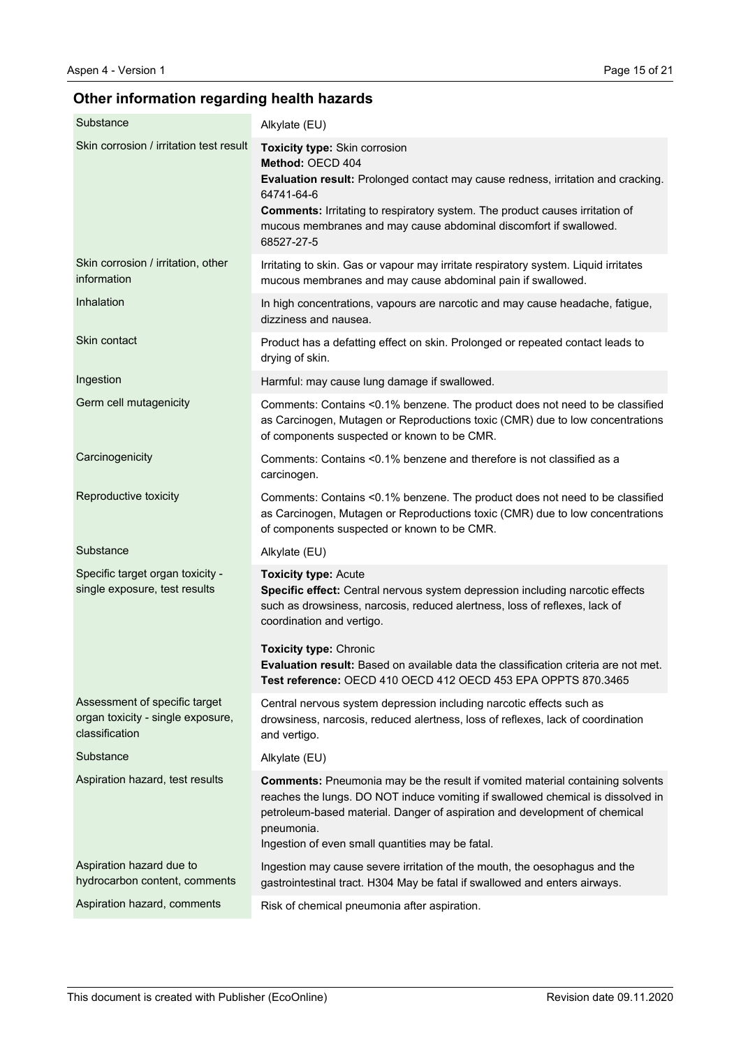## Other information regarding health hazards

| | |
|---|---|
| Substance | Alkylate (EU) |
| Skin corrosion / irritation test result | **Toxicity type:** Skin corrosion<br>**Method:** OECD 404<br>**Evaluation result:** Prolonged contact may cause redness, irritation and cracking. 64741-64-6<br>**Comments:** Irritating to respiratory system. The product causes irritation of mucous membranes and may cause abdominal discomfort if swallowed. 68527-27-5 |
| Skin corrosion / irritation, other information | Irritating to skin. Gas or vapour may irritate respiratory system. Liquid irritates mucous membranes and may cause abdominal pain if swallowed. |
| Inhalation | In high concentrations, vapours are narcotic and may cause headache, fatigue, dizziness and nausea. |
| Skin contact | Product has a defatting effect on skin. Prolonged or repeated contact leads to drying of skin. |
| Ingestion | Harmful: may cause lung damage if swallowed. |
| Germ cell mutagenicity | Comments: Contains <0.1% benzene. The product does not need to be classified as Carcinogen, Mutagen or Reproductions toxic (CMR) due to low concentrations of components suspected or known to be CMR. |
| Carcinogenicity | Comments: Contains <0.1% benzene and therefore is not classified as a carcinogen. |
| Reproductive toxicity | Comments: Contains <0.1% benzene. The product does not need to be classified as Carcinogen, Mutagen or Reproductions toxic (CMR) due to low concentrations of components suspected or known to be CMR. |
| Substance | Alkylate (EU) |
| Specific target organ toxicity - single exposure, test results | **Toxicity type:** Acute<br>**Specific effect:** Central nervous system depression including narcotic effects such as drowsiness, narcosis, reduced alertness, loss of reflexes, lack of coordination and vertigo.<br><br>**Toxicity type:** Chronic<br>**Evaluation result:** Based on available data the classification criteria are not met.<br>**Test reference:** OECD 410 OECD 412 OECD 453 EPA OPPTS 870.3465 |
| Assessment of specific target organ toxicity - single exposure, classification | Central nervous system depression including narcotic effects such as drowsiness, narcosis, reduced alertness, loss of reflexes, lack of coordination and vertigo. |
| Substance | Alkylate (EU) |
| Aspiration hazard, test results | **Comments:** Pneumonia may be the result if vomited material containing solvents reaches the lungs. DO NOT induce vomiting if swallowed chemical is dissolved in petroleum-based material. Danger of aspiration and development of chemical pneumonia.<br>Ingestion of even small quantities may be fatal. |
| Aspiration hazard due to hydrocarbon content, comments | Ingestion may cause severe irritation of the mouth, the oesophagus and the gastrointestinal tract. H304 May be fatal if swallowed and enters airways. |
| Aspiration hazard, comments | Risk of chemical pneumonia after aspiration. |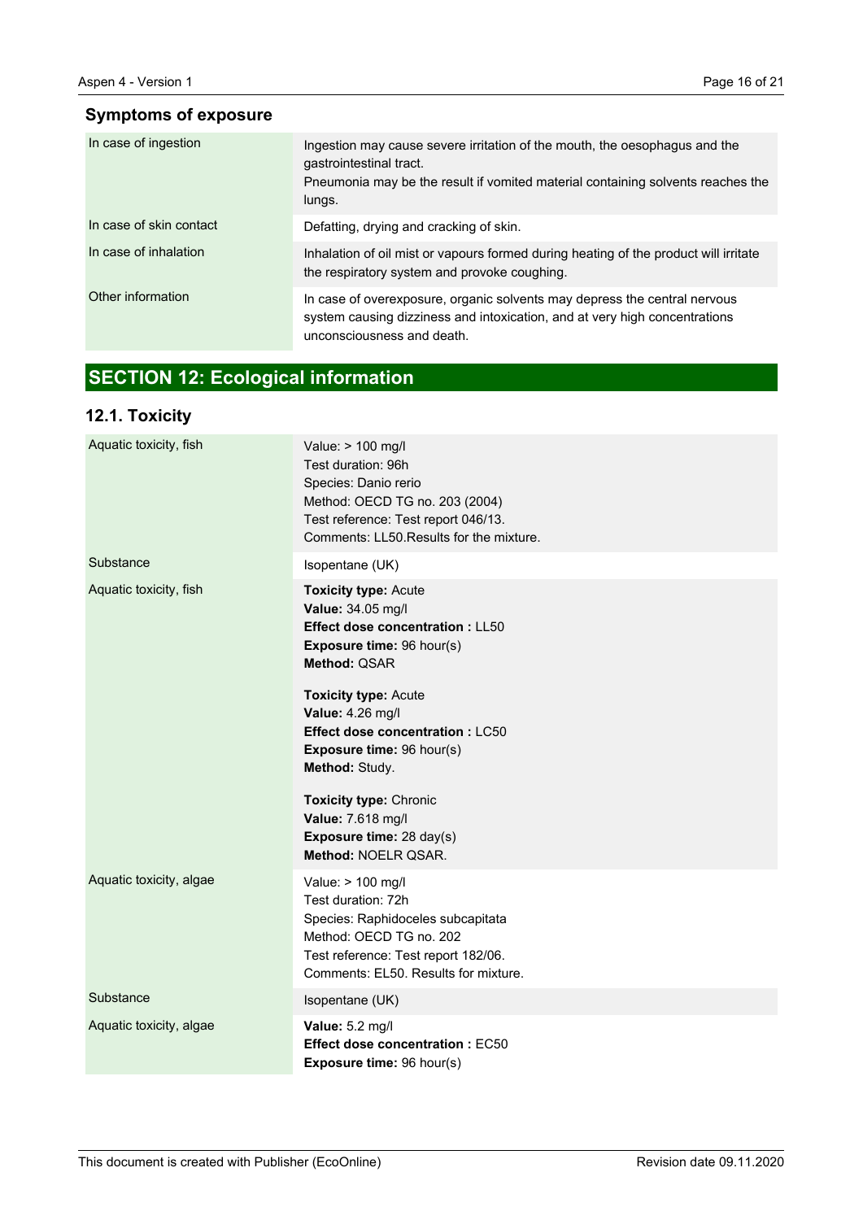### Symptoms of exposure

| | |
|---|---|
| In case of ingestion | Ingestion may cause severe irritation of the mouth, the oesophagus and the gastrointestinal tract.<br>Pneumonia may be the result if vomited material containing solvents reaches the lungs. |
| In case of skin contact | Defatting, drying and cracking of skin. |
| In case of inhalation | Inhalation of oil mist or vapours formed during heating of the product will irritate the respiratory system and provoke coughing. |
| Other information | In case of overexposure, organic solvents may depress the central nervous system causing dizziness and intoxication, and at very high concentrations unconsciousness and death. |

## SECTION 12: Ecological information

### 12.1. Toxicity

| | |
|---|---|
| Aquatic toxicity, fish | Value: > 100 mg/l<br>Test duration: 96h<br>Species: Danio rerio<br>Method: OECD TG no. 203 (2004)<br>Test reference: Test report 046/13.<br>Comments: LL50.Results for the mixture. |
| Substance | Isopentane (UK) |
| Aquatic toxicity, fish | **Toxicity type:** Acute<br>**Value:** 34.05 mg/l<br>**Effect dose concentration :** LL50<br>**Exposure time:** 96 hour(s)<br>**Method:** QSAR<br><br>**Toxicity type:** Acute<br>**Value:** 4.26 mg/l<br>**Effect dose concentration :** LC50<br>**Exposure time:** 96 hour(s)<br>**Method:** Study.<br><br>**Toxicity type:** Chronic<br>**Value:** 7.618 mg/l<br>**Exposure time:** 28 day(s)<br>**Method:** NOELR QSAR. |
| Aquatic toxicity, algae | Value: > 100 mg/l<br>Test duration: 72h<br>Species: Raphidoceles subcapitata<br>Method: OECD TG no. 202<br>Test reference: Test report 182/06.<br>Comments: EL50. Results for mixture. |
| Substance | Isopentane (UK) |
| Aquatic toxicity, algae | **Value:** 5.2 mg/l<br>**Effect dose concentration :** EC50<br>**Exposure time:** 96 hour(s) |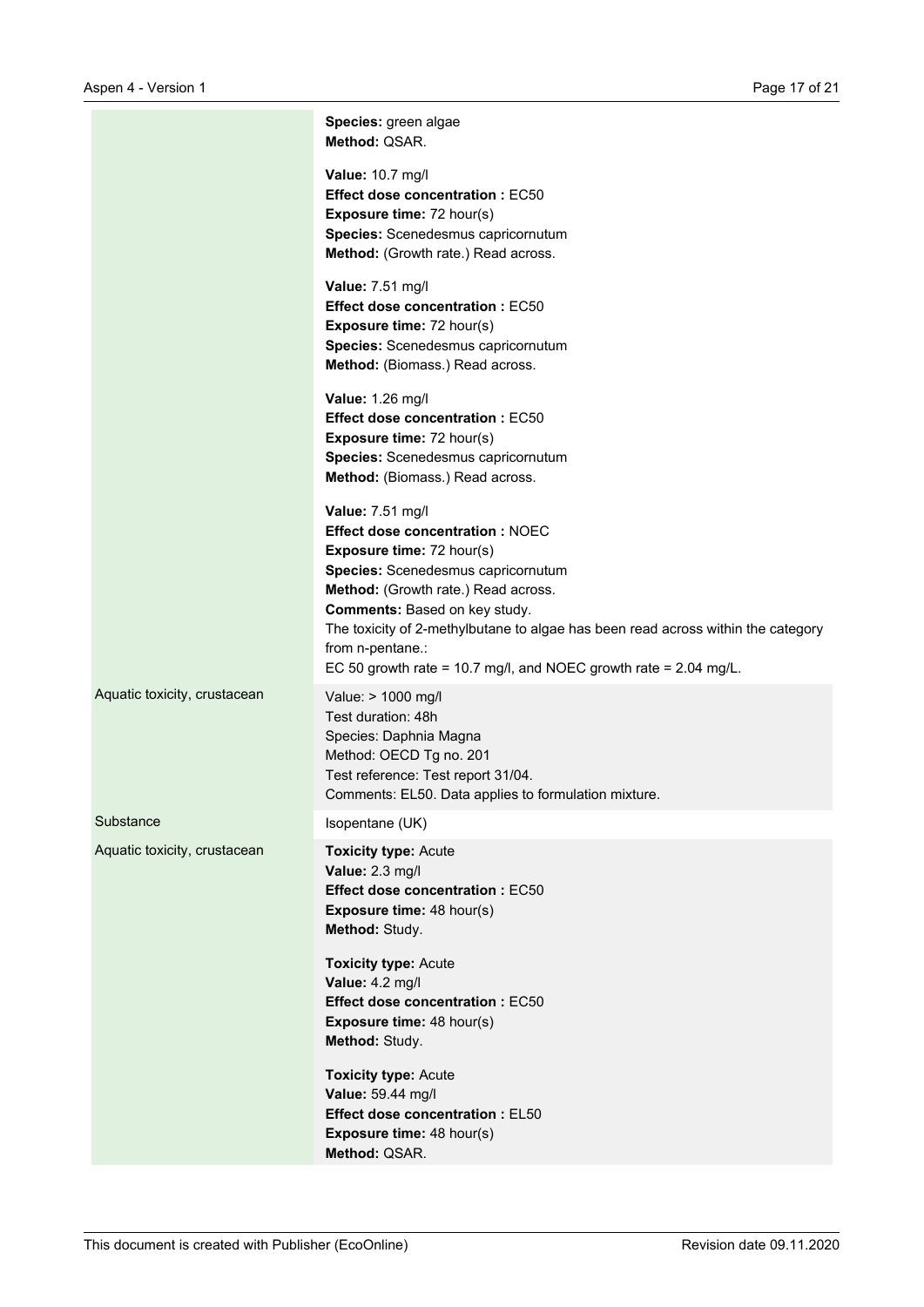| | |
|---|---|
| | **Species:** green algae<br>**Method:** QSAR.<br><br>**Value:** 10.7 mg/l<br>**Effect dose concentration :** EC50<br>**Exposure time:** 72 hour(s)<br>**Species:** Scenedesmus capricornutum<br>**Method:** (Growth rate.) Read across.<br><br>**Value:** 7.51 mg/l<br>**Effect dose concentration :** EC50<br>**Exposure time:** 72 hour(s)<br>**Species:** Scenedesmus capricornutum<br>**Method:** (Biomass.) Read across.<br><br>**Value:** 1.26 mg/l<br>**Effect dose concentration :** EC50<br>**Exposure time:** 72 hour(s)<br>**Species:** Scenedesmus capricornutum<br>**Method:** (Biomass.) Read across.<br><br>**Value:** 7.51 mg/l<br>**Effect dose concentration :** NOEC<br>**Exposure time:** 72 hour(s)<br>**Species:** Scenedesmus capricornutum<br>**Method:** (Growth rate.) Read across.<br>**Comments:** Based on key study.<br>The toxicity of 2-methylbutane to algae has been read across within the category from n-pentane.:<br>EC 50 growth rate = 10.7 mg/l, and NOEC growth rate = 2.04 mg/L. |
| Aquatic toxicity, crustacean | Value: > 1000 mg/l<br>Test duration: 48h<br>Species: Daphnia Magna<br>Method: OECD Tg no. 201<br>Test reference: Test report 31/04.<br>Comments: EL50. Data applies to formulation mixture. |
| Substance | Isopentane (UK) |
| Aquatic toxicity, crustacean | **Toxicity type:** Acute<br>**Value:** 2.3 mg/l<br>**Effect dose concentration :** EC50<br>**Exposure time:** 48 hour(s)<br>**Method:** Study.<br><br>**Toxicity type:** Acute<br>**Value:** 4.2 mg/l<br>**Effect dose concentration :** EC50<br>**Exposure time:** 48 hour(s)<br>**Method:** Study.<br><br>**Toxicity type:** Acute<br>**Value:** 59.44 mg/l<br>**Effect dose concentration :** EL50<br>**Exposure time:** 48 hour(s)<br>**Method:** QSAR. |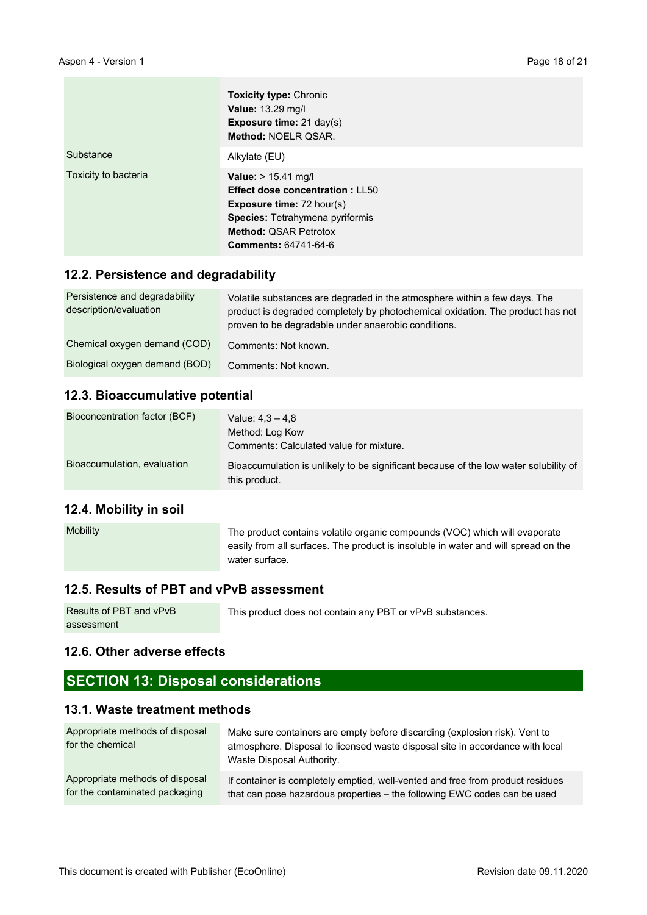| | |
|---|---|
| | **Toxicity type:** Chronic<br>**Value:** 13.29 mg/l<br>**Exposure time:** 21 day(s)<br>**Method:** NOELR QSAR. |
| Substance | Alkylate (EU) |
| Toxicity to bacteria | **Value:** > 15.41 mg/l<br>**Effect dose concentration :** LL50<br>**Exposure time:** 72 hour(s)<br>**Species:** Tetrahymena pyriformis<br>**Method:** QSAR Petrotox<br>**Comments:** 64741-64-6 |

## 12.2. Persistence and degradability

| | |
|---|---|
| Persistence and degradability description/evaluation | Volatile substances are degraded in the atmosphere within a few days. The product is degraded completely by photochemical oxidation. The product has not proven to be degradable under anaerobic conditions. |
| Chemical oxygen demand (COD) | Comments: Not known. |
| Biological oxygen demand (BOD) | Comments: Not known. |

## 12.3. Bioaccumulative potential

| | |
|---|---|
| Bioconcentration factor (BCF) | Value: 4,3 – 4,8<br>Method: Log Kow<br>Comments: Calculated value for mixture. |
| Bioaccumulation, evaluation | Bioaccumulation is unlikely to be significant because of the low water solubility of this product. |

## 12.4. Mobility in soil

| | |
|---|---|
| Mobility | The product contains volatile organic compounds (VOC) which will evaporate easily from all surfaces. The product is insoluble in water and will spread on the water surface. |

## 12.5. Results of PBT and vPvB assessment

| | |
|---|---|
| Results of PBT and vPvB assessment | This product does not contain any PBT or vPvB substances. |

## 12.6. Other adverse effects

# SECTION 13: Disposal considerations

## 13.1. Waste treatment methods

| | |
|---|---|
| Appropriate methods of disposal for the chemical | Make sure containers are empty before discarding (explosion risk). Vent to atmosphere. Disposal to licensed waste disposal site in accordance with local Waste Disposal Authority. |
| Appropriate methods of disposal for the contaminated packaging | If container is completely emptied, well-vented and free from product residues that can pose hazardous properties – the following EWC codes can be used |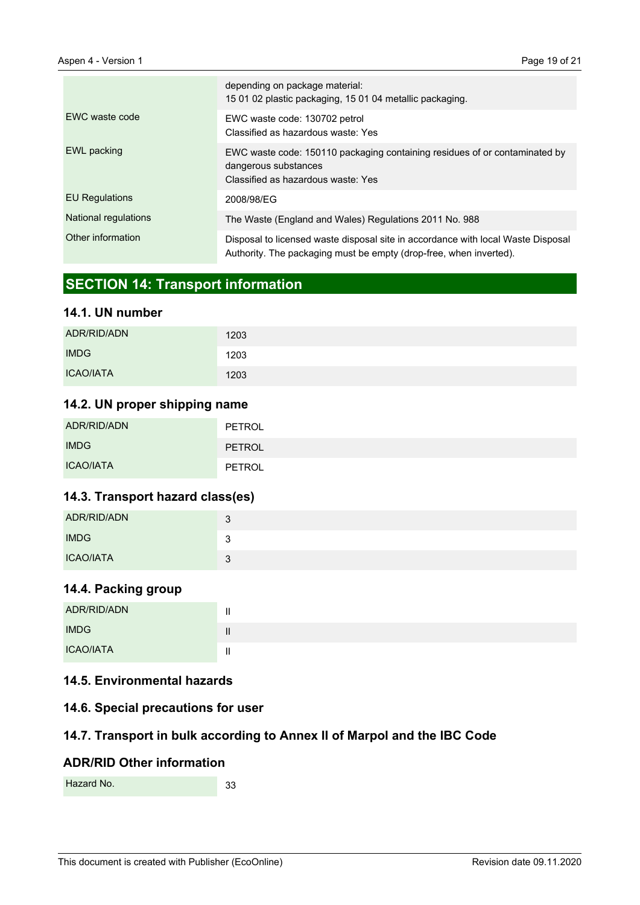| | |
|---|---|
| | depending on package material:<br>15 01 02 plastic packaging, 15 01 04 metallic packaging. |
| EWC waste code | EWC waste code: 130702 petrol<br>Classified as hazardous waste: Yes |
| EWL packing | EWC waste code: 150110 packaging containing residues of or contaminated by dangerous substances<br>Classified as hazardous waste: Yes |
| EU Regulations | 2008/98/EG |
| National regulations | The Waste (England and Wales) Regulations 2011 No. 988 |
| Other information | Disposal to licensed waste disposal site in accordance with local Waste Disposal Authority. The packaging must be empty (drop-free, when inverted). |

## SECTION 14: Transport information

### 14.1. UN number

| | |
|---|---|
| ADR/RID/ADN | 1203 |
| IMDG | 1203 |
| ICAO/IATA | 1203 |

### 14.2. UN proper shipping name

| | |
|---|---|
| ADR/RID/ADN | PETROL |
| IMDG | PETROL |
| ICAO/IATA | PETROL |

### 14.3. Transport hazard class(es)

| | |
|---|---|
| ADR/RID/ADN | 3 |
| IMDG | 3 |
| ICAO/IATA | 3 |

### 14.4. Packing group

| | |
|---|---|
| ADR/RID/ADN | II |
| IMDG | II |
| ICAO/IATA | II |

### 14.5. Environmental hazards

### 14.6. Special precautions for user

### 14.7. Transport in bulk according to Annex II of Marpol and the IBC Code

### ADR/RID Other information

| | |
|---|---|
| Hazard No. | 33 |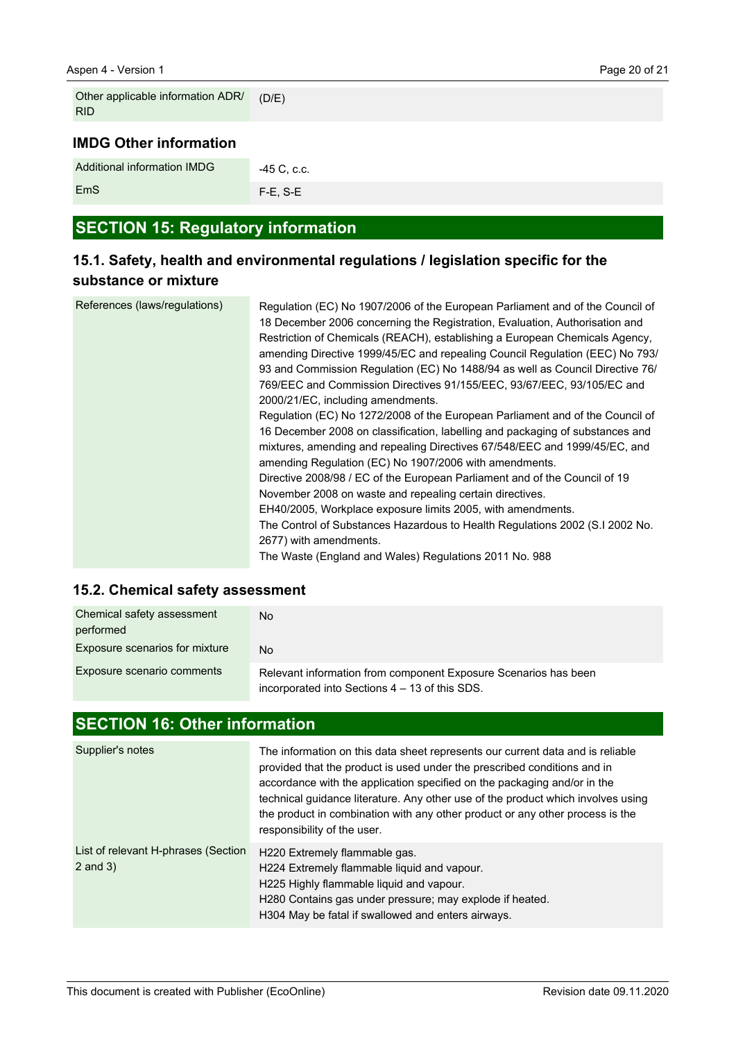| | |
|---|---|
| Other applicable information ADR/RID | (D/E) |

### IMDG Other information

| | |
|---|---|
| Additional information IMDG | -45 C, c.c. |
| EmS | F-E, S-E |

## SECTION 15: Regulatory information

### 15.1. Safety, health and environmental regulations / legislation specific for the substance or mixture

| | |
|---|---|
| References (laws/regulations) | Regulation (EC) No 1907/2006 of the European Parliament and of the Council of 18 December 2006 concerning the Registration, Evaluation, Authorisation and Restriction of Chemicals (REACH), establishing a European Chemicals Agency, amending Directive 1999/45/EC and repealing Council Regulation (EEC) No 793/93 and Commission Regulation (EC) No 1488/94 as well as Council Directive 76/769/EEC and Commission Directives 91/155/EEC, 93/67/EEC, 93/105/EC and 2000/21/EC, including amendments.<br>Regulation (EC) No 1272/2008 of the European Parliament and of the Council of 16 December 2008 on classification, labelling and packaging of substances and mixtures, amending and repealing Directives 67/548/EEC and 1999/45/EC, and amending Regulation (EC) No 1907/2006 with amendments.<br>Directive 2008/98 / EC of the European Parliament and of the Council of 19 November 2008 on waste and repealing certain directives.<br>EH40/2005, Workplace exposure limits 2005, with amendments.<br>The Control of Substances Hazardous to Health Regulations 2002 (S.I 2002 No. 2677) with amendments.<br>The Waste (England and Wales) Regulations 2011 No. 988 |

### 15.2. Chemical safety assessment

| | |
|---|---|
| Chemical safety assessment performed | No |
| Exposure scenarios for mixture | No |
| Exposure scenario comments | Relevant information from component Exposure Scenarios has been incorporated into Sections 4 – 13 of this SDS. |

## SECTION 16: Other information

| | |
|---|---|
| Supplier's notes | The information on this data sheet represents our current data and is reliable provided that the product is used under the prescribed conditions and in accordance with the application specified on the packaging and/or in the technical guidance literature. Any other use of the product which involves using the product in combination with any other product or any other process is the responsibility of the user. |
| List of relevant H-phrases (Section 2 and 3) | H220 Extremely flammable gas.<br>H224 Extremely flammable liquid and vapour.<br>H225 Highly flammable liquid and vapour.<br>H280 Contains gas under pressure; may explode if heated.<br>H304 May be fatal if swallowed and enters airways. |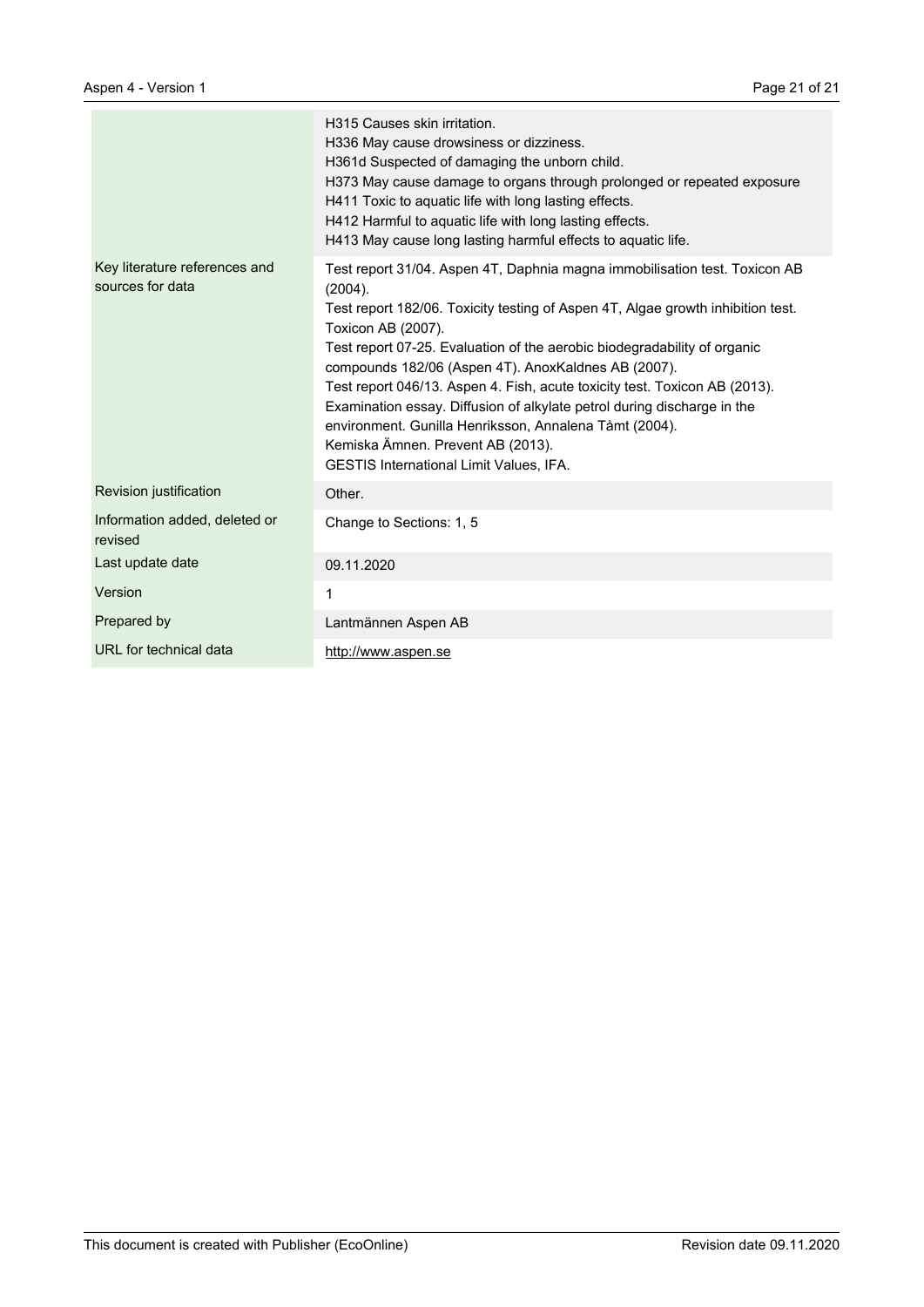| | |
|---|---|
| | H315 Causes skin irritation.<br>H336 May cause drowsiness or dizziness.<br>H361d Suspected of damaging the unborn child.<br>H373 May cause damage to organs through prolonged or repeated exposure<br>H411 Toxic to aquatic life with long lasting effects.<br>H412 Harmful to aquatic life with long lasting effects.<br>H413 May cause long lasting harmful effects to aquatic life. |
| Key literature references and sources for data | Test report 31/04. Aspen 4T, Daphnia magna immobilisation test. Toxicon AB (2004).<br>Test report 182/06. Toxicity testing of Aspen 4T, Algae growth inhibition test. Toxicon AB (2007).<br>Test report 07-25. Evaluation of the aerobic biodegradability of organic compounds 182/06 (Aspen 4T). AnoxKaldnes AB (2007).<br>Test report 046/13. Aspen 4. Fish, acute toxicity test. Toxicon AB (2013).<br>Examination essay. Diffusion of alkylate petrol during discharge in the environment. Gunilla Henriksson, Annalena Tåmt (2004).<br>Kemiska Ämnen. Prevent AB (2013).<br>GESTIS International Limit Values, IFA. |
| Revision justification | Other. |
| Information added, deleted or revised | Change to Sections: 1, 5 |
| Last update date | 09.11.2020 |
| Version | 1 |
| Prepared by | Lantmännen Aspen AB |
| URL for technical data | http://www.aspen.se |